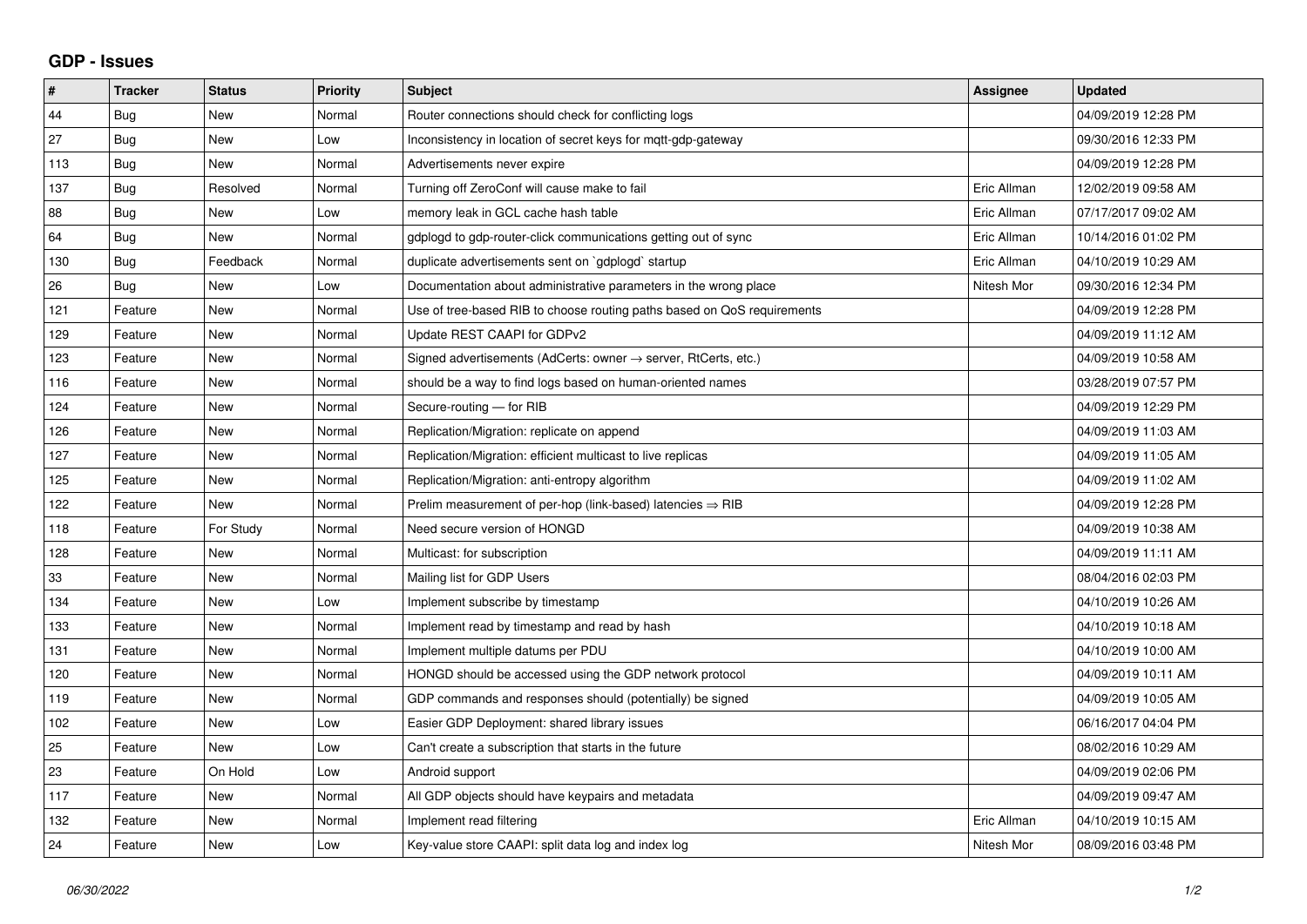# GDP - Issues

| # | Tracker | Status | Priority | Subject | Assignee | Updated |
|---|---|---|---|---|---|---|
| 44 | Bug | New | Normal | Router connections should check for conflicting logs | | 04/09/2019 12:28 PM |
| 27 | Bug | New | Low | Inconsistency in location of secret keys for mqtt-gdp-gateway | | 09/30/2016 12:33 PM |
| 113 | Bug | New | Normal | Advertisements never expire | | 04/09/2019 12:28 PM |
| 137 | Bug | Resolved | Normal | Turning off ZeroConf will cause make to fail | Eric Allman | 12/02/2019 09:58 AM |
| 88 | Bug | New | Low | memory leak in GCL cache hash table | Eric Allman | 07/17/2017 09:02 AM |
| 64 | Bug | New | Normal | gdplogd to gdp-router-click communications getting out of sync | Eric Allman | 10/14/2016 01:02 PM |
| 130 | Bug | Feedback | Normal | duplicate advertisements sent on `gdplogd` startup | Eric Allman | 04/10/2019 10:29 AM |
| 26 | Bug | New | Low | Documentation about administrative parameters in the wrong place | Nitesh Mor | 09/30/2016 12:34 PM |
| 121 | Feature | New | Normal | Use of tree-based RIB to choose routing paths based on QoS requirements | | 04/09/2019 12:28 PM |
| 129 | Feature | New | Normal | Update REST CAAPI for GDPv2 | | 04/09/2019 11:12 AM |
| 123 | Feature | New | Normal | Signed advertisements (AdCerts: owner → server, RtCerts, etc.) | | 04/09/2019 10:58 AM |
| 116 | Feature | New | Normal | should be a way to find logs based on human-oriented names | | 03/28/2019 07:57 PM |
| 124 | Feature | New | Normal | Secure-routing — for RIB | | 04/09/2019 12:29 PM |
| 126 | Feature | New | Normal | Replication/Migration: replicate on append | | 04/09/2019 11:03 AM |
| 127 | Feature | New | Normal | Replication/Migration: efficient multicast to live replicas | | 04/09/2019 11:05 AM |
| 125 | Feature | New | Normal | Replication/Migration: anti-entropy algorithm | | 04/09/2019 11:02 AM |
| 122 | Feature | New | Normal | Prelim measurement of per-hop (link-based) latencies ⇒ RIB | | 04/09/2019 12:28 PM |
| 118 | Feature | For Study | Normal | Need secure version of HONGD | | 04/09/2019 10:38 AM |
| 128 | Feature | New | Normal | Multicast: for subscription | | 04/09/2019 11:11 AM |
| 33 | Feature | New | Normal | Mailing list for GDP Users | | 08/04/2016 02:03 PM |
| 134 | Feature | New | Low | Implement subscribe by timestamp | | 04/10/2019 10:26 AM |
| 133 | Feature | New | Normal | Implement read by timestamp and read by hash | | 04/10/2019 10:18 AM |
| 131 | Feature | New | Normal | Implement multiple datums per PDU | | 04/10/2019 10:00 AM |
| 120 | Feature | New | Normal | HONGD should be accessed using the GDP network protocol | | 04/09/2019 10:11 AM |
| 119 | Feature | New | Normal | GDP commands and responses should (potentially) be signed | | 04/09/2019 10:05 AM |
| 102 | Feature | New | Low | Easier GDP Deployment: shared library issues | | 06/16/2017 04:04 PM |
| 25 | Feature | New | Low | Can't create a subscription that starts in the future | | 08/02/2016 10:29 AM |
| 23 | Feature | On Hold | Low | Android support | | 04/09/2019 02:06 PM |
| 117 | Feature | New | Normal | All GDP objects should have keypairs and metadata | | 04/09/2019 09:47 AM |
| 132 | Feature | New | Normal | Implement read filtering | Eric Allman | 04/10/2019 10:15 AM |
| 24 | Feature | New | Low | Key-value store CAAPI: split data log and index log | Nitesh Mor | 08/09/2016 03:48 PM |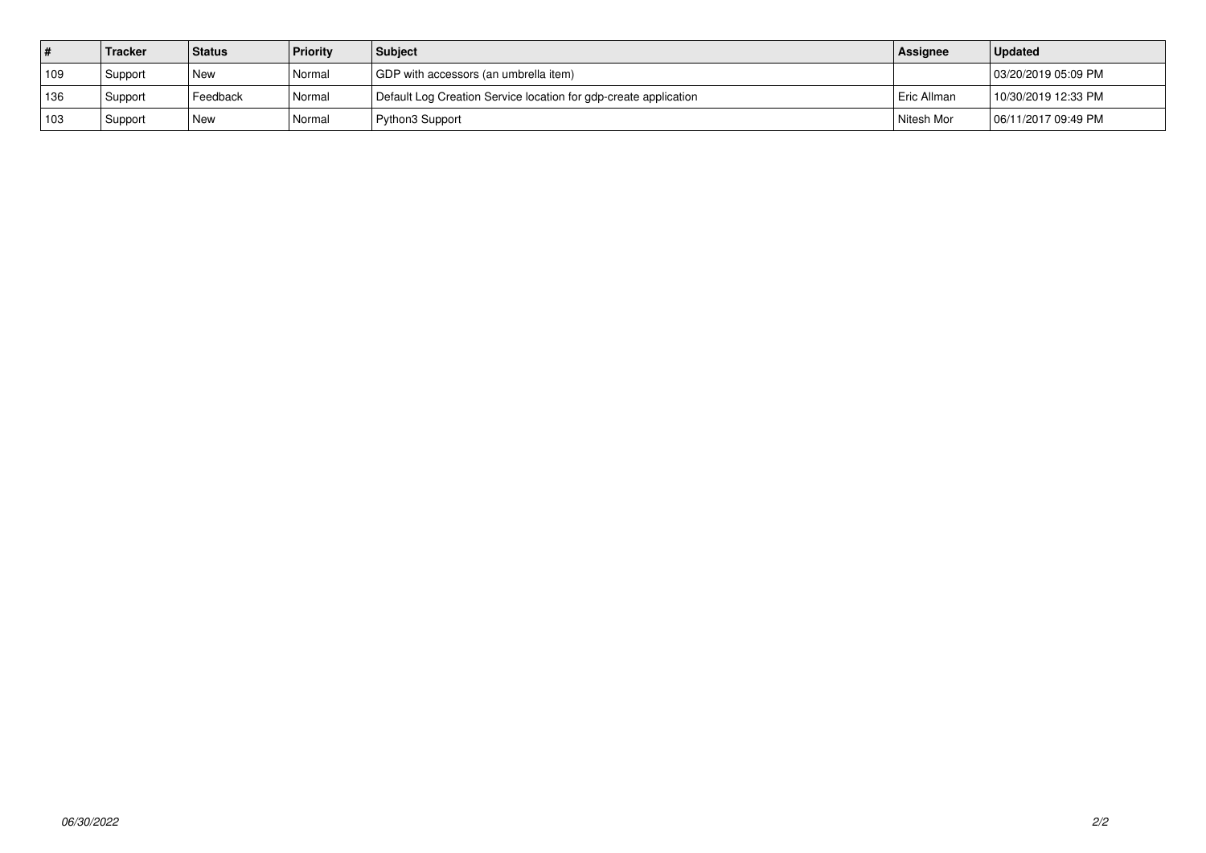| # | Tracker | Status | Priority | Subject | Assignee | Updated |
|---|---|---|---|---|---|---|
| 109 | Support | New | Normal | GDP with accessors (an umbrella item) | | 03/20/2019 05:09 PM |
| 136 | Support | Feedback | Normal | Default Log Creation Service location for gdp-create application | Eric Allman | 10/30/2019 12:33 PM |
| 103 | Support | New | Normal | Python3 Support | Nitesh Mor | 06/11/2017 09:49 PM |